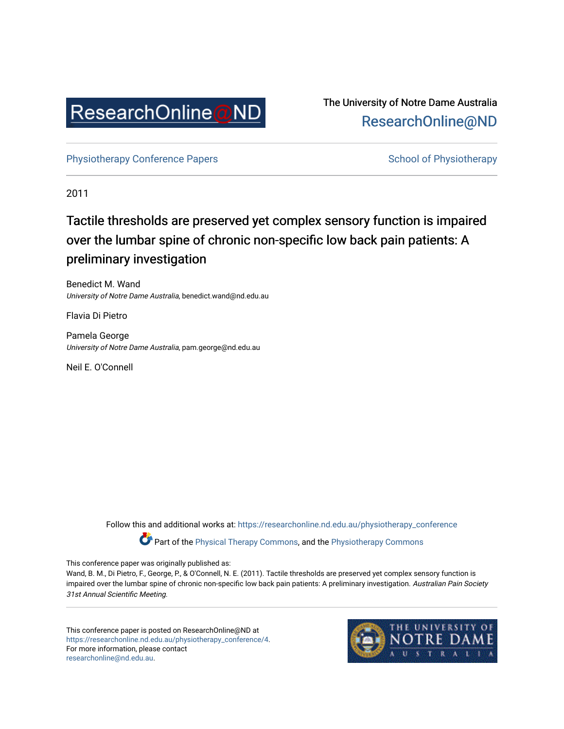The University of Notre Dame Australia
ResearchOnline@ND

Physiotherapy Conference Papers

School of Physiotherapy

2011

# Tactile thresholds are preserved yet complex sensory function is impaired over the lumbar spine of chronic non-specific low back pain patients: A preliminary investigation

Benedict M. Wand
*University of Notre Dame Australia*, benedict.wand@nd.edu.au

Flavia Di Pietro

Pamela George
*University of Notre Dame Australia*, pam.george@nd.edu.au

Neil E. O'Connell

Follow this and additional works at: https://researchonline.nd.edu.au/physiotherapy_conference

Part of the Physical Therapy Commons, and the Physiotherapy Commons

This conference paper was originally published as:
Wand, B. M., Di Pietro, F., George, P., & O'Connell, N. E. (2011). Tactile thresholds are preserved yet complex sensory function is impaired over the lumbar spine of chronic non-specific low back pain patients: A preliminary investigation. *Australian Pain Society 31st Annual Scientific Meeting.*

This conference paper is posted on ResearchOnline@ND at https://researchonline.nd.edu.au/physiotherapy_conference/4. For more information, please contact researchonline@nd.edu.au.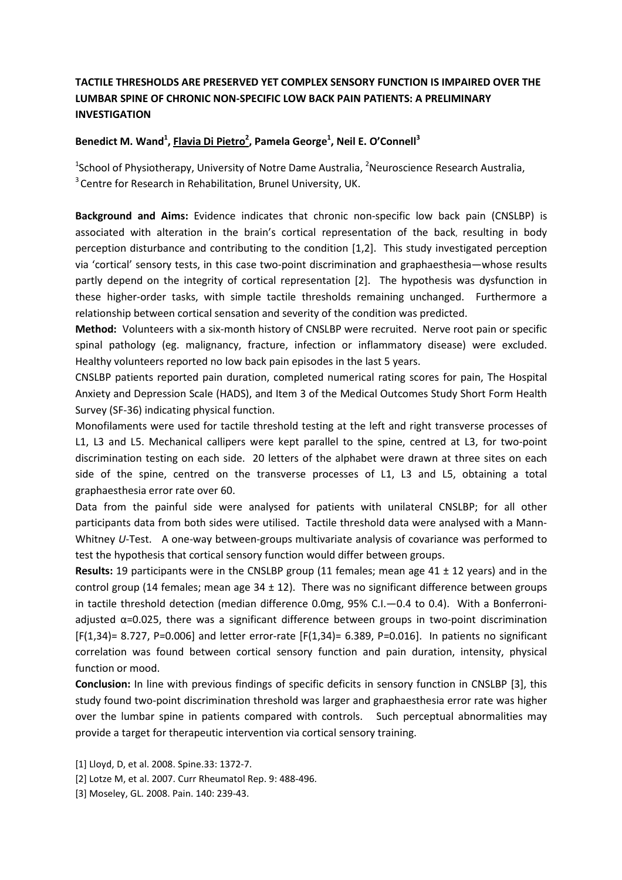**TACTILE THRESHOLDS ARE PRESERVED YET COMPLEX SENSORY FUNCTION IS IMPAIRED OVER THE LUMBAR SPINE OF CHRONIC NON-SPECIFIC LOW BACK PAIN PATIENTS: A PRELIMINARY INVESTIGATION**

**Benedict M. Wand[1], Flavia Di Pietro[2], Pamela George[1], Neil E. O'Connell[3]**

[1]School of Physiotherapy, University of Notre Dame Australia, [2]Neuroscience Research Australia, [3]Centre for Research in Rehabilitation, Brunel University, UK.

**Background and Aims:** Evidence indicates that chronic non-specific low back pain (CNSLBP) is associated with alteration in the brain's cortical representation of the back, resulting in body perception disturbance and contributing to the condition [1,2]. This study investigated perception via 'cortical' sensory tests, in this case two-point discrimination and graphaesthesia—whose results partly depend on the integrity of cortical representation [2]. The hypothesis was dysfunction in these higher-order tasks, with simple tactile thresholds remaining unchanged. Furthermore a relationship between cortical sensation and severity of the condition was predicted.

**Method:** Volunteers with a six-month history of CNSLBP were recruited. Nerve root pain or specific spinal pathology (eg. malignancy, fracture, infection or inflammatory disease) were excluded. Healthy volunteers reported no low back pain episodes in the last 5 years.

CNSLBP patients reported pain duration, completed numerical rating scores for pain, The Hospital Anxiety and Depression Scale (HADS), and Item 3 of the Medical Outcomes Study Short Form Health Survey (SF-36) indicating physical function.

Monofilaments were used for tactile threshold testing at the left and right transverse processes of L1, L3 and L5. Mechanical callipers were kept parallel to the spine, centred at L3, for two-point discrimination testing on each side. 20 letters of the alphabet were drawn at three sites on each side of the spine, centred on the transverse processes of L1, L3 and L5, obtaining a total graphaesthesia error rate over 60.

Data from the painful side were analysed for patients with unilateral CNSLBP; for all other participants data from both sides were utilised. Tactile threshold data were analysed with a Mann-Whitney *U*-Test. A one-way between-groups multivariate analysis of covariance was performed to test the hypothesis that cortical sensory function would differ between groups.

**Results:** 19 participants were in the CNSLBP group (11 females; mean age 41 ± 12 years) and in the control group (14 females; mean age 34 ± 12). There was no significant difference between groups in tactile threshold detection (median difference 0.0mg, 95% C.I.—0.4 to 0.4). With a Bonferroni-adjusted $\alpha$=0.025, there was a significant difference between groups in two-point discrimination [$F(1,34)$= 8.727, P=0.006] and letter error-rate [$F(1,34)$= 6.389, P=0.016]. In patients no significant correlation was found between cortical sensory function and pain duration, intensity, physical function or mood.

**Conclusion:** In line with previous findings of specific deficits in sensory function in CNSLBP [3], this study found two-point discrimination threshold was larger and graphaesthesia error rate was higher over the lumbar spine in patients compared with controls. Such perceptual abnormalities may provide a target for therapeutic intervention via cortical sensory training.

[1] Lloyd, D, et al. 2008. Spine.33: 1372-7.

[2] Lotze M, et al. 2007. Curr Rheumatol Rep. 9: 488-496.

[3] Moseley, GL. 2008. Pain. 140: 239-43.